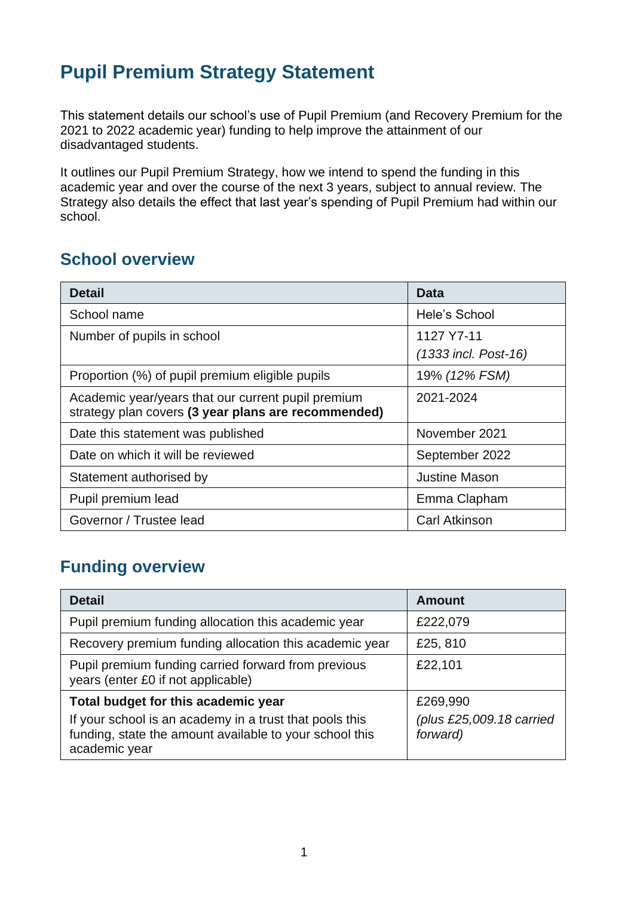# Pupil Premium Strategy Statement

This statement details our school's use of Pupil Premium (and Recovery Premium for the 2021 to 2022 academic year) funding to help improve the attainment of our disadvantaged students.

It outlines our Pupil Premium Strategy, how we intend to spend the funding in this academic year and over the course of the next 3 years, subject to annual review. The Strategy also details the effect that last year's spending of Pupil Premium had within our school.

## School overview

| Detail | Data |
|---|---|
| School name | Hele's School |
| Number of pupils in school | 1127 Y7-11<br>*(1333 incl. Post-16)* |
| Proportion (%) of pupil premium eligible pupils | 19% *(12% FSM)* |
| Academic year/years that our current pupil premium strategy plan covers **(3 year plans are recommended)** | 2021-2024 |
| Date this statement was published | November 2021 |
| Date on which it will be reviewed | September 2022 |
| Statement authorised by | Justine Mason |
| Pupil premium lead | Emma Clapham |
| Governor / Trustee lead | Carl Atkinson |

## Funding overview

| Detail | Amount |
|---|---|
| Pupil premium funding allocation this academic year | £222,079 |
| Recovery premium funding allocation this academic year | £25, 810 |
| Pupil premium funding carried forward from previous years (enter £0 if not applicable) | £22,101 |
| **Total budget for this academic year**<br>If your school is an academy in a trust that pools this funding, state the amount available to your school this academic year | £269,990<br>*(plus £25,009.18 carried forward)* |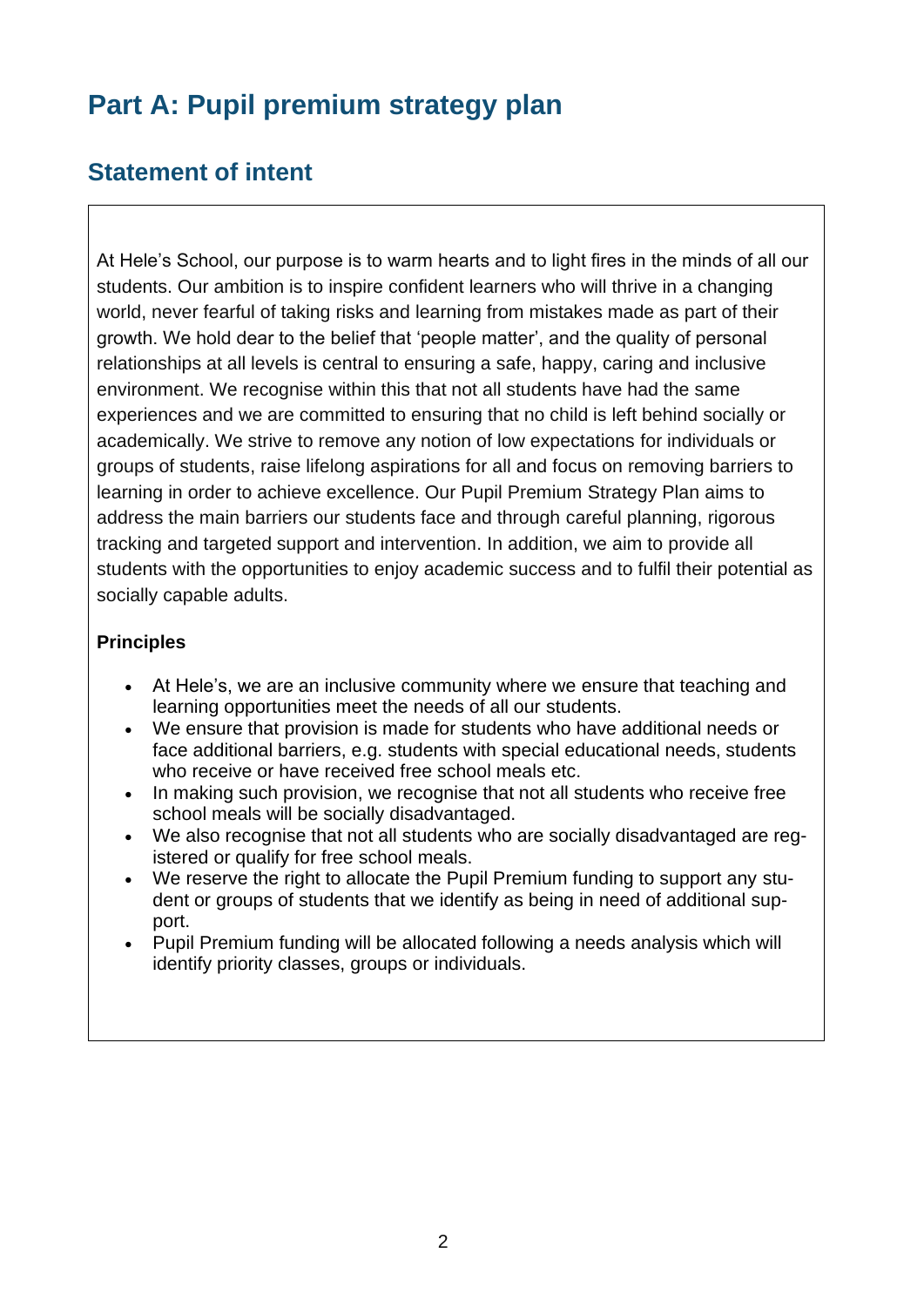# Part A: Pupil premium strategy plan

## Statement of intent

At Hele's School, our purpose is to warm hearts and to light fires in the minds of all our students. Our ambition is to inspire confident learners who will thrive in a changing world, never fearful of taking risks and learning from mistakes made as part of their growth. We hold dear to the belief that 'people matter', and the quality of personal relationships at all levels is central to ensuring a safe, happy, caring and inclusive environment. We recognise within this that not all students have had the same experiences and we are committed to ensuring that no child is left behind socially or academically. We strive to remove any notion of low expectations for individuals or groups of students, raise lifelong aspirations for all and focus on removing barriers to learning in order to achieve excellence. Our Pupil Premium Strategy Plan aims to address the main barriers our students face and through careful planning, rigorous tracking and targeted support and intervention. In addition, we aim to provide all students with the opportunities to enjoy academic success and to fulfil their potential as socially capable adults.

**Principles**

- At Hele's, we are an inclusive community where we ensure that teaching and learning opportunities meet the needs of all our students.
- We ensure that provision is made for students who have additional needs or face additional barriers, e.g. students with special educational needs, students who receive or have received free school meals etc.
- In making such provision, we recognise that not all students who receive free school meals will be socially disadvantaged.
- We also recognise that not all students who are socially disadvantaged are registered or qualify for free school meals.
- We reserve the right to allocate the Pupil Premium funding to support any student or groups of students that we identify as being in need of additional support.
- Pupil Premium funding will be allocated following a needs analysis which will identify priority classes, groups or individuals.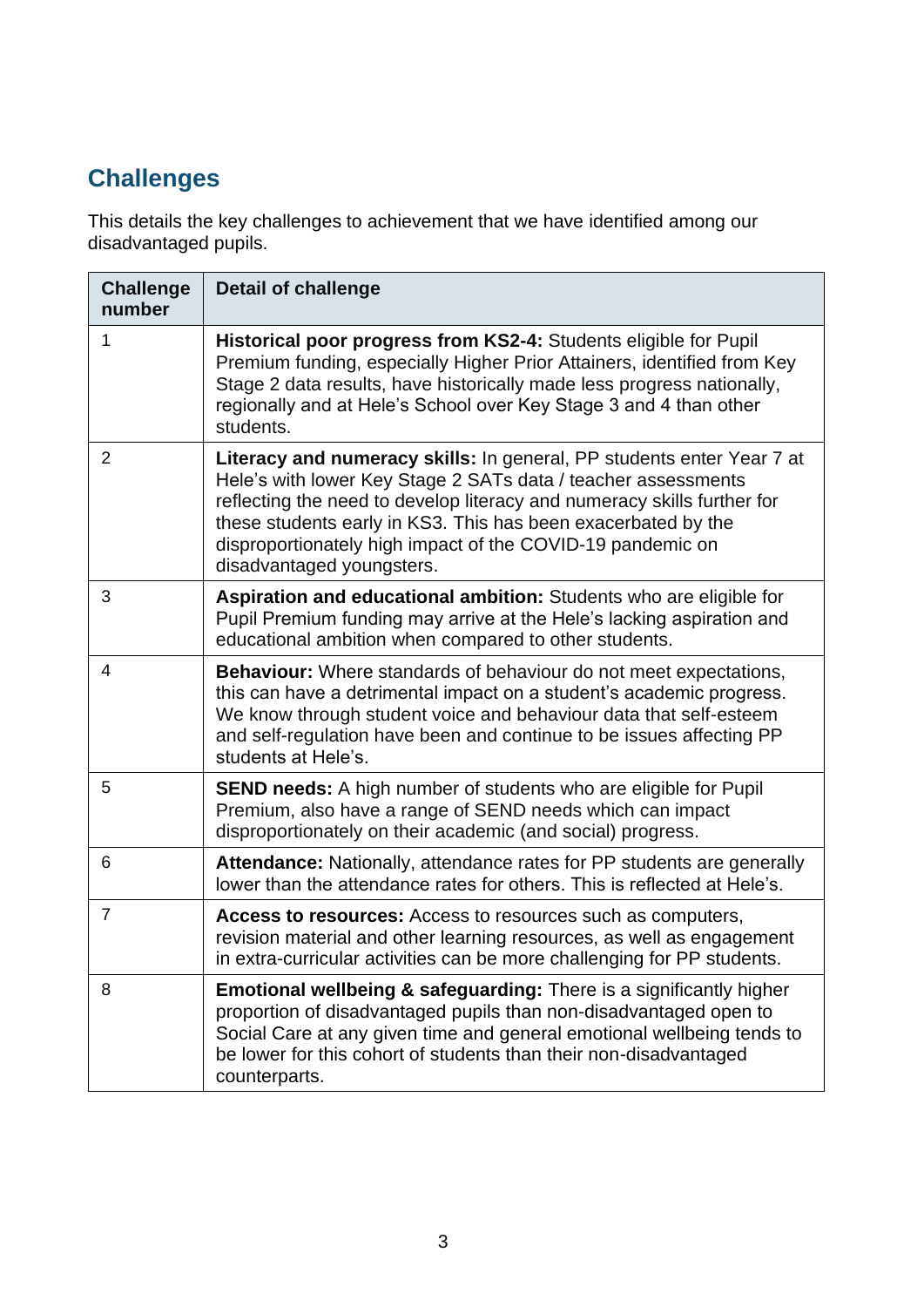## Challenges

This details the key challenges to achievement that we have identified among our disadvantaged pupils.

| Challenge number | Detail of challenge |
| --- | --- |
| 1 | **Historical poor progress from KS2-4:** Students eligible for Pupil Premium funding, especially Higher Prior Attainers, identified from Key Stage 2 data results, have historically made less progress nationally, regionally and at Hele's School over Key Stage 3 and 4 than other students. |
| 2 | **Literacy and numeracy skills:** In general, PP students enter Year 7 at Hele's with lower Key Stage 2 SATs data / teacher assessments reflecting the need to develop literacy and numeracy skills further for these students early in KS3. This has been exacerbated by the disproportionately high impact of the COVID-19 pandemic on disadvantaged youngsters. |
| 3 | **Aspiration and educational ambition:** Students who are eligible for Pupil Premium funding may arrive at the Hele's lacking aspiration and educational ambition when compared to other students. |
| 4 | **Behaviour:** Where standards of behaviour do not meet expectations, this can have a detrimental impact on a student's academic progress. We know through student voice and behaviour data that self-esteem and self-regulation have been and continue to be issues affecting PP students at Hele's. |
| 5 | **SEND needs:** A high number of students who are eligible for Pupil Premium, also have a range of SEND needs which can impact disproportionately on their academic (and social) progress. |
| 6 | **Attendance:** Nationally, attendance rates for PP students are generally lower than the attendance rates for others. This is reflected at Hele's. |
| 7 | **Access to resources:** Access to resources such as computers, revision material and other learning resources, as well as engagement in extra-curricular activities can be more challenging for PP students. |
| 8 | **Emotional wellbeing & safeguarding:** There is a significantly higher proportion of disadvantaged pupils than non-disadvantaged open to Social Care at any given time and general emotional wellbeing tends to be lower for this cohort of students than their non-disadvantaged counterparts. |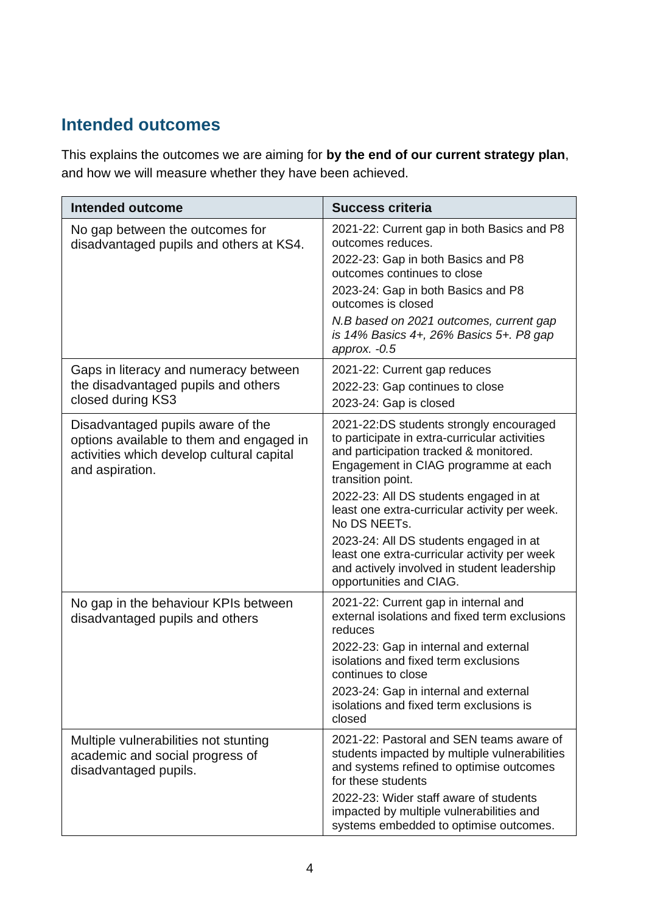## Intended outcomes

This explains the outcomes we are aiming for **by the end of our current strategy plan**, and how we will measure whether they have been achieved.

| Intended outcome | Success criteria |
|---|---|
| No gap between the outcomes for disadvantaged pupils and others at KS4. | 2021-22: Current gap in both Basics and P8 outcomes reduces.<br>2022-23: Gap in both Basics and P8 outcomes continues to close<br>2023-24: Gap in both Basics and P8 outcomes is closed<br>*N.B based on 2021 outcomes, current gap is 14% Basics 4+, 26% Basics 5+. P8 gap approx. -0.5* |
| Gaps in literacy and numeracy between the disadvantaged pupils and others closed during KS3 | 2021-22: Current gap reduces<br>2022-23: Gap continues to close<br>2023-24: Gap is closed |
| Disadvantaged pupils aware of the options available to them and engaged in activities which develop cultural capital and aspiration. | 2021-22:DS students strongly encouraged to participate in extra-curricular activities and participation tracked & monitored. Engagement in CIAG programme at each transition point.<br>2022-23: All DS students engaged in at least one extra-curricular activity per week. No DS NEETs.<br>2023-24: All DS students engaged in at least one extra-curricular activity per week and actively involved in student leadership opportunities and CIAG. |
| No gap in the behaviour KPIs between disadvantaged pupils and others | 2021-22: Current gap in internal and external isolations and fixed term exclusions reduces<br>2022-23: Gap in internal and external isolations and fixed term exclusions continues to close<br>2023-24: Gap in internal and external isolations and fixed term exclusions is closed |
| Multiple vulnerabilities not stunting academic and social progress of disadvantaged pupils. | 2021-22: Pastoral and SEN teams aware of students impacted by multiple vulnerabilities and systems refined to optimise outcomes for these students<br>2022-23: Wider staff aware of students impacted by multiple vulnerabilities and systems embedded to optimise outcomes. |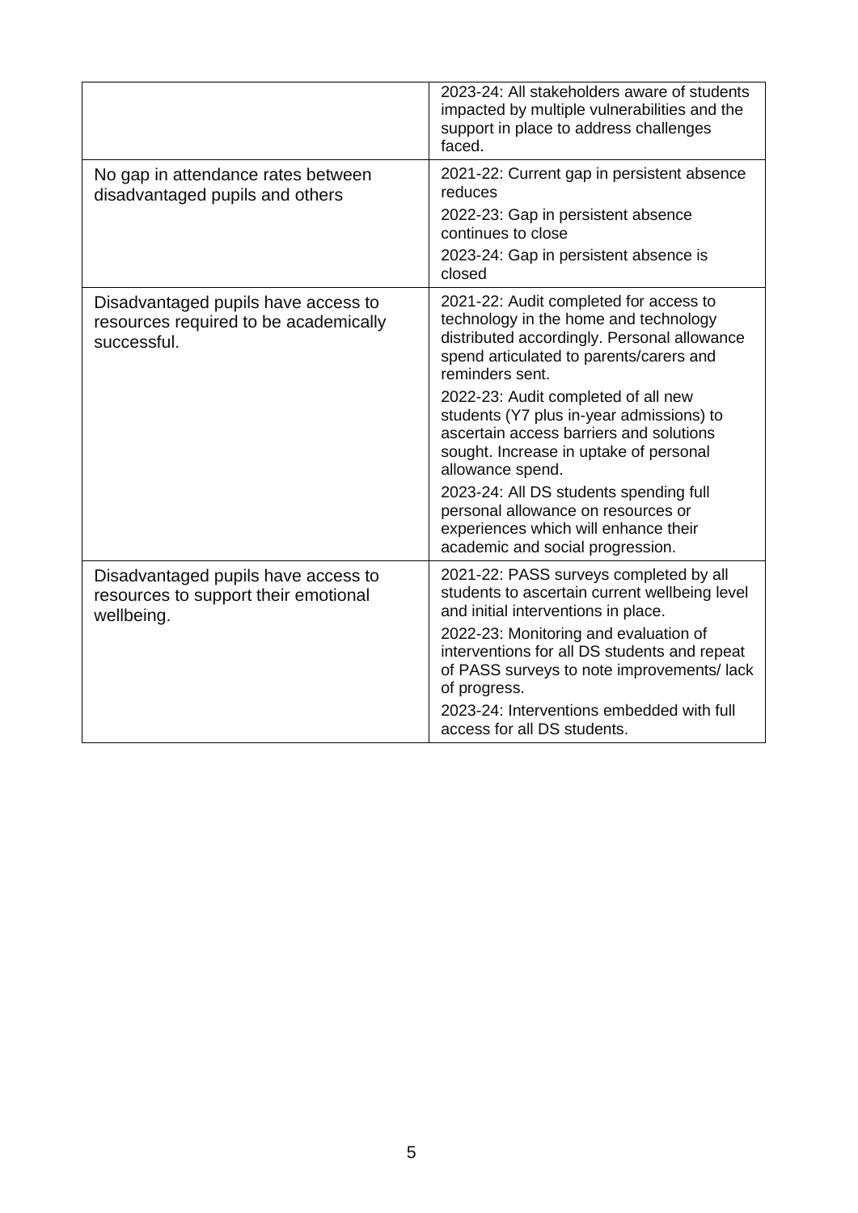| | |
|---|---|
| | 2023-24: All stakeholders aware of students impacted by multiple vulnerabilities and the support in place to address challenges faced. |
| No gap in attendance rates between disadvantaged pupils and others | 2021-22: Current gap in persistent absence reduces<br>2022-23: Gap in persistent absence continues to close<br>2023-24: Gap in persistent absence is closed |
| Disadvantaged pupils have access to resources required to be academically successful. | 2021-22: Audit completed for access to technology in the home and technology distributed accordingly. Personal allowance spend articulated to parents/carers and reminders sent.<br>2022-23: Audit completed of all new students (Y7 plus in-year admissions) to ascertain access barriers and solutions sought. Increase in uptake of personal allowance spend.<br>2023-24: All DS students spending full personal allowance on resources or experiences which will enhance their academic and social progression. |
| Disadvantaged pupils have access to resources to support their emotional wellbeing. | 2021-22: PASS surveys completed by all students to ascertain current wellbeing level and initial interventions in place.<br>2022-23: Monitoring and evaluation of interventions for all DS students and repeat of PASS surveys to note improvements/ lack of progress.<br>2023-24: Interventions embedded with full access for all DS students. |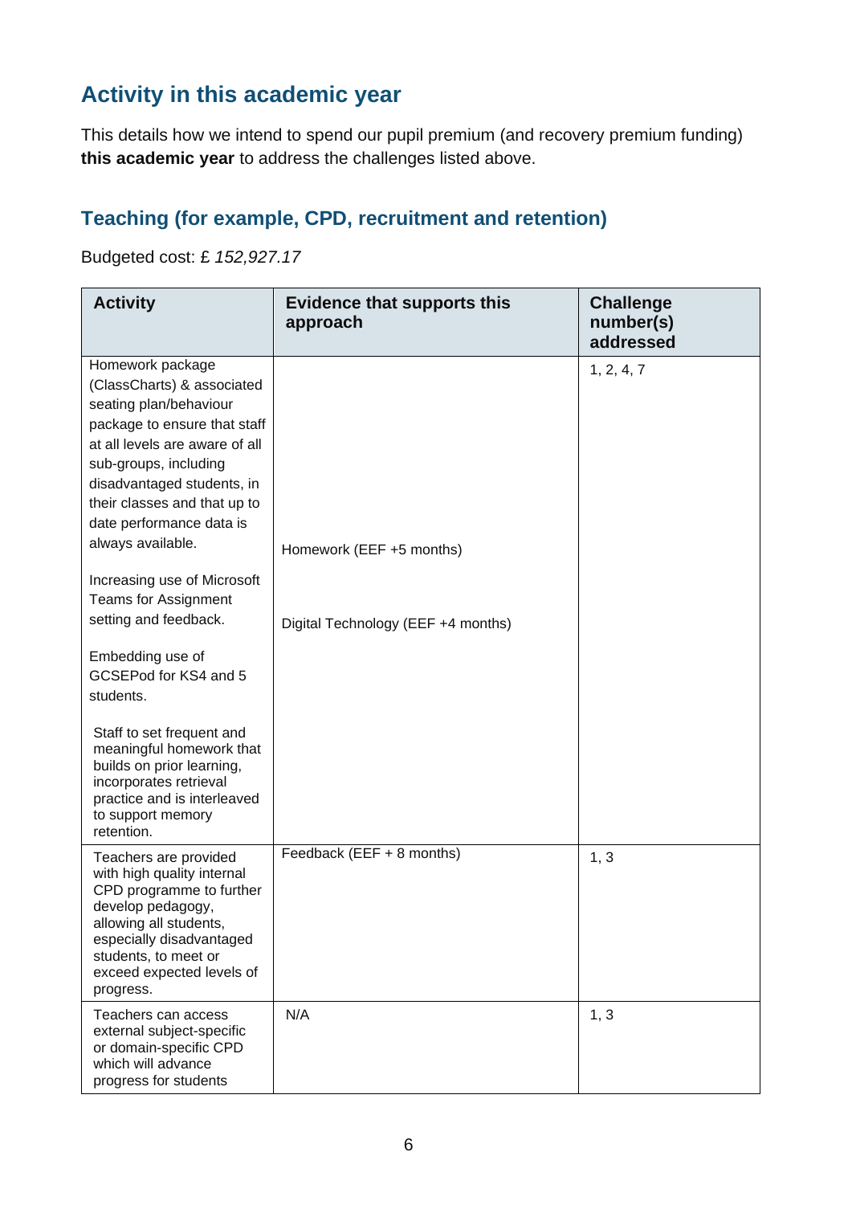## Activity in this academic year

This details how we intend to spend our pupil premium (and recovery premium funding) **this academic year** to address the challenges listed above.

### Teaching (for example, CPD, recruitment and retention)

Budgeted cost: £ *152,927.17*

| Activity | Evidence that supports this approach | Challenge number(s) addressed |
|---|---|---|
| Homework package (ClassCharts) & associated seating plan/behaviour package to ensure that staff at all levels are aware of all sub-groups, including disadvantaged students, in their classes and that up to date performance data is always available.<br><br>Increasing use of Microsoft Teams for Assignment setting and feedback.<br><br>Embedding use of GCSEPod for KS4 and 5 students.<br><br>Staff to set frequent and meaningful homework that builds on prior learning, incorporates retrieval practice and is interleaved to support memory retention. | Homework (EEF +5 months)<br><br>Digital Technology (EEF +4 months) | 1, 2, 4, 7 |
| Teachers are provided with high quality internal CPD programme to further develop pedagogy, allowing all students, especially disadvantaged students, to meet or exceed expected levels of progress. | Feedback (EEF + 8 months) | 1, 3 |
| Teachers can access external subject-specific or domain-specific CPD which will advance progress for students | N/A | 1, 3 |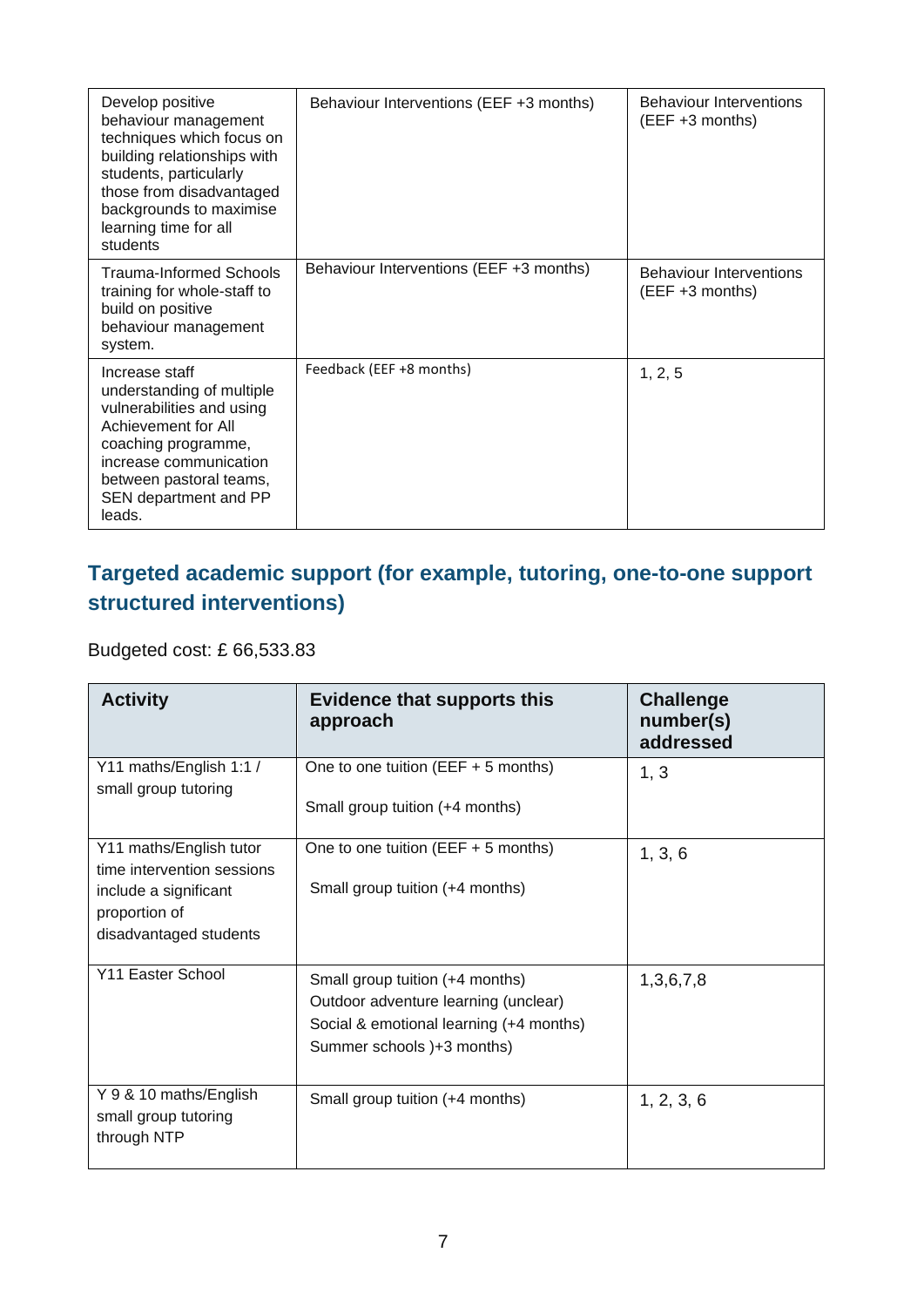| Develop positive behaviour management techniques which focus on building relationships with students, particularly those from disadvantaged backgrounds to maximise learning time for all students | Behaviour Interventions (EEF +3 months) | Behaviour Interventions (EEF +3 months) |
|---|---|---|
| Trauma-Informed Schools training for whole-staff to build on positive behaviour management system. | Behaviour Interventions (EEF +3 months) | Behaviour Interventions (EEF +3 months) |
| Increase staff understanding of multiple vulnerabilities and using Achievement for All coaching programme, increase communication between pastoral teams, SEN department and PP leads. | Feedback (EEF +8 months) | 1, 2, 5 |

## Targeted academic support (for example, tutoring, one-to-one support structured interventions)

Budgeted cost: £ 66,533.83

| Activity | Evidence that supports this approach | Challenge number(s) addressed |
|---|---|---|
| Y11 maths/English 1:1 / small group tutoring | One to one tuition (EEF + 5 months)<br><br>Small group tuition (+4 months) | 1, 3 |
| Y11 maths/English tutor time intervention sessions include a significant proportion of disadvantaged students | One to one tuition (EEF + 5 months)<br><br>Small group tuition (+4 months) | 1, 3, 6 |
| Y11 Easter School | Small group tuition (+4 months)<br>Outdoor adventure learning (unclear)<br>Social & emotional learning (+4 months)<br>Summer schools )+3 months) | 1,3,6,7,8 |
| Y 9 & 10 maths/English small group tutoring through NTP | Small group tuition (+4 months) | 1, 2, 3, 6 |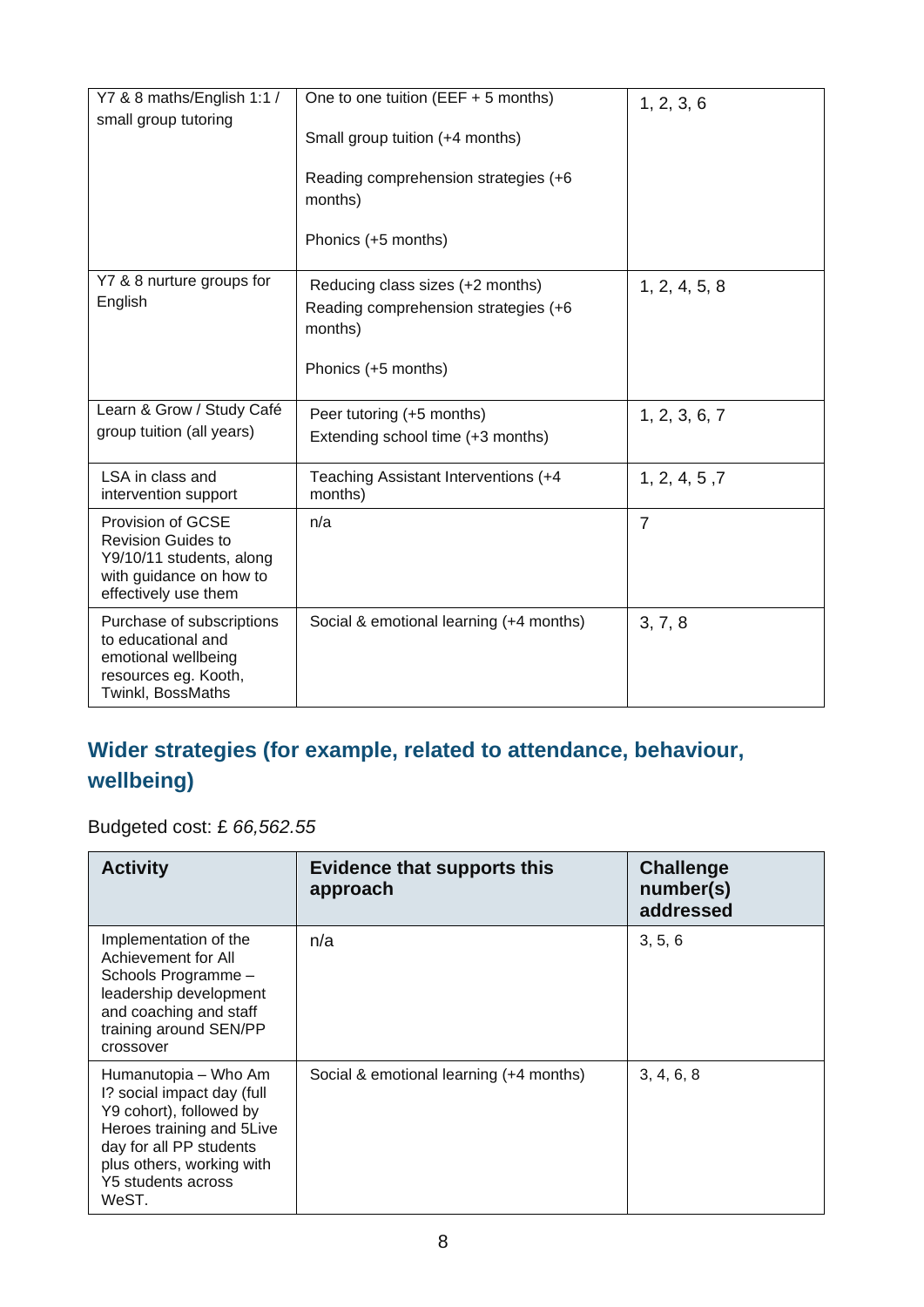| | | |
|---|---|---|
| Y7 & 8 maths/English 1:1 / small group tutoring | One to one tuition (EEF + 5 months)<br><br>Small group tuition (+4 months)<br><br>Reading comprehension strategies (+6 months)<br><br>Phonics (+5 months) | 1, 2, 3, 6 |
| Y7 & 8 nurture groups for English | Reducing class sizes (+2 months)<br>Reading comprehension strategies (+6 months)<br><br>Phonics (+5 months) | 1, 2, 4, 5, 8 |
| Learn & Grow / Study Café group tuition (all years) | Peer tutoring (+5 months)<br>Extending school time (+3 months) | 1, 2, 3, 6, 7 |
| LSA in class and intervention support | Teaching Assistant Interventions (+4 months) | 1, 2, 4, 5 ,7 |
| Provision of GCSE Revision Guides to Y9/10/11 students, along with guidance on how to effectively use them | n/a | 7 |
| Purchase of subscriptions to educational and emotional wellbeing resources eg. Kooth, Twinkl, BossMaths | Social & emotional learning (+4 months) | 3, 7, 8 |

## Wider strategies (for example, related to attendance, behaviour, wellbeing)

Budgeted cost: £ *66,562.55*

| Activity | Evidence that supports this approach | Challenge number(s) addressed |
|---|---|---|
| Implementation of the Achievement for All Schools Programme – leadership development and coaching and staff training around SEN/PP crossover | n/a | 3, 5, 6 |
| Humanutopia – Who Am I? social impact day (full Y9 cohort), followed by Heroes training and 5Live day for all PP students plus others, working with Y5 students across WeST. | Social & emotional learning (+4 months) | 3, 4, 6, 8 |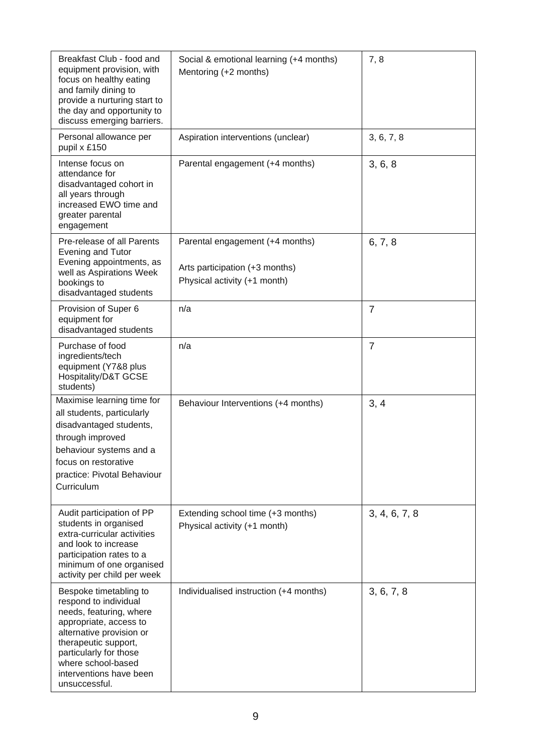| | | |
|---|---|---|
| Breakfast Club - food and equipment provision, with focus on healthy eating and family dining to provide a nurturing start to the day and opportunity to discuss emerging barriers. | Social & emotional learning (+4 months)<br>Mentoring (+2 months) | 7, 8 |
| Personal allowance per pupil x £150 | Aspiration interventions (unclear) | 3, 6, 7, 8 |
| Intense focus on attendance for disadvantaged cohort in all years through increased EWO time and greater parental engagement | Parental engagement (+4 months) | 3, 6, 8 |
| Pre-release of all Parents Evening and Tutor Evening appointments, as well as Aspirations Week bookings to disadvantaged students | Parental engagement (+4 months)<br><br>Arts participation (+3 months)<br>Physical activity (+1 month) | 6, 7, 8 |
| Provision of Super 6 equipment for disadvantaged students | n/a | 7 |
| Purchase of food ingredients/tech equipment (Y7&8 plus Hospitality/D&T GCSE students) | n/a | 7 |
| Maximise learning time for all students, particularly disadvantaged students, through improved behaviour systems and a focus on restorative practice: Pivotal Behaviour Curriculum | Behaviour Interventions (+4 months) | 3, 4 |
| Audit participation of PP students in organised extra-curricular activities and look to increase participation rates to a minimum of one organised activity per child per week | Extending school time (+3 months)<br>Physical activity (+1 month) | 3, 4, 6, 7, 8 |
| Bespoke timetabling to respond to individual needs, featuring, where appropriate, access to alternative provision or therapeutic support, particularly for those where school-based interventions have been unsuccessful. | Individualised instruction (+4 months) | 3, 6, 7, 8 |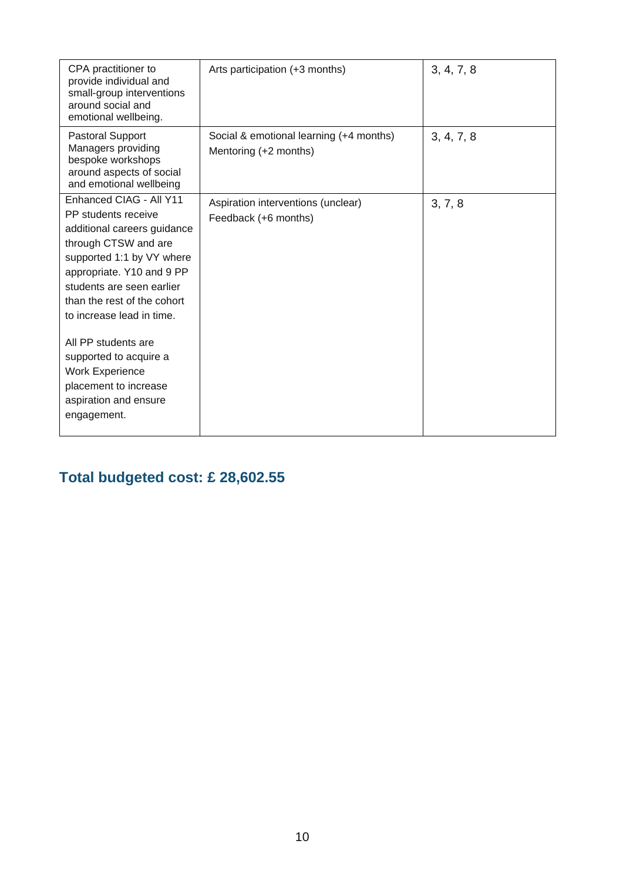| | | |
|---|---|---|
| CPA practitioner to provide individual and small-group interventions around social and emotional wellbeing. | Arts participation (+3 months) | 3, 4, 7, 8 |
| Pastoral Support Managers providing bespoke workshops around aspects of social and emotional wellbeing | Social & emotional learning (+4 months)<br>Mentoring (+2 months) | 3, 4, 7, 8 |
| Enhanced CIAG - All Y11 PP students receive additional careers guidance through CTSW and are supported 1:1 by VY where appropriate. Y10 and 9 PP students are seen earlier than the rest of the cohort to increase lead in time.<br><br>All PP students are supported to acquire a Work Experience placement to increase aspiration and ensure engagement. | Aspiration interventions (unclear)<br>Feedback (+6 months) | 3, 7, 8 |

## Total budgeted cost: £ 28,602.55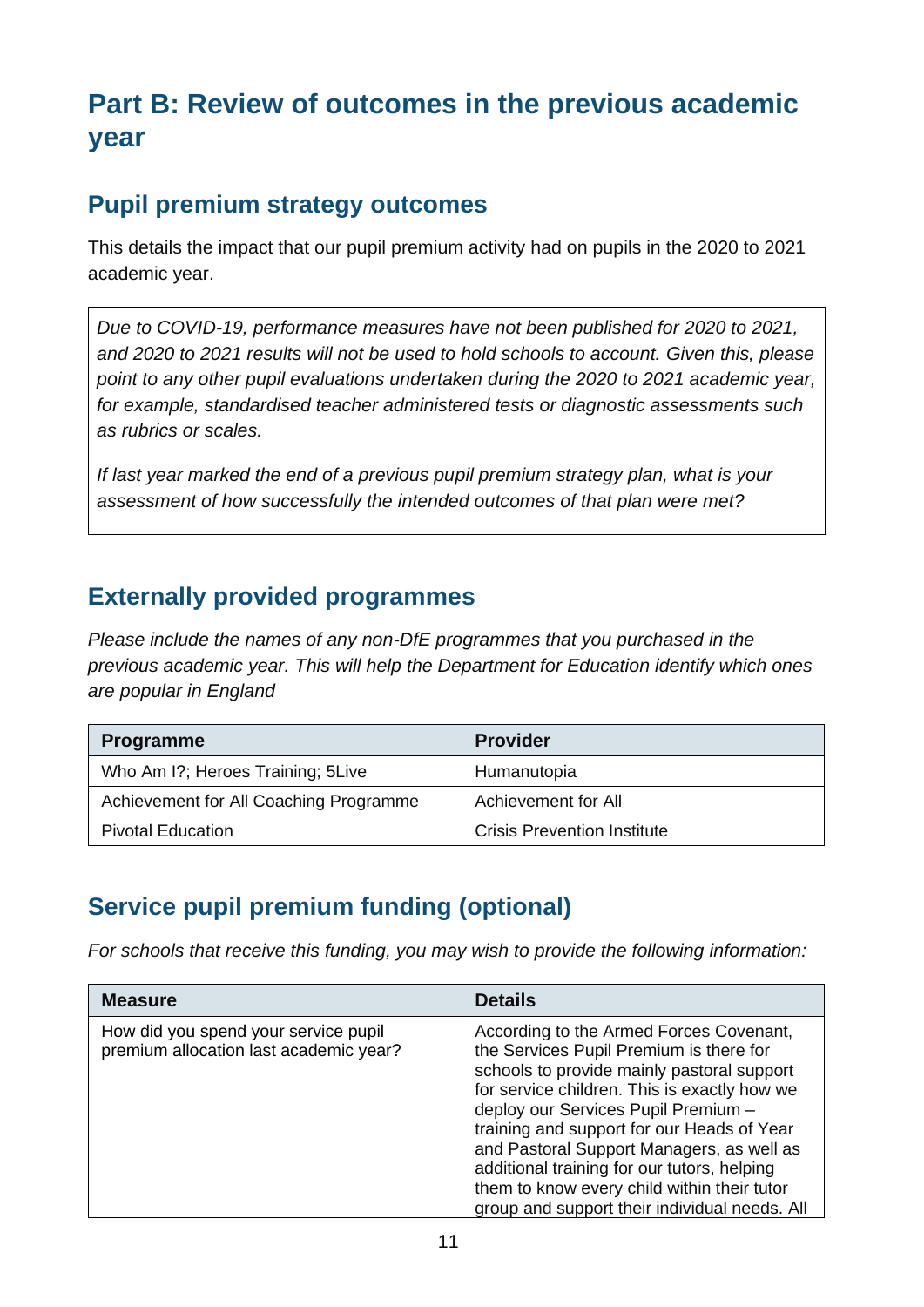# Part B: Review of outcomes in the previous academic year

## Pupil premium strategy outcomes

This details the impact that our pupil premium activity had on pupils in the 2020 to 2021 academic year.

> *Due to COVID-19, performance measures have not been published for 2020 to 2021, and 2020 to 2021 results will not be used to hold schools to account. Given this, please point to any other pupil evaluations undertaken during the 2020 to 2021 academic year, for example, standardised teacher administered tests or diagnostic assessments such as rubrics or scales.*
>
> *If last year marked the end of a previous pupil premium strategy plan, what is your assessment of how successfully the intended outcomes of that plan were met?*

## Externally provided programmes

*Please include the names of any non-DfE programmes that you purchased in the previous academic year. This will help the Department for Education identify which ones are popular in England*

| Programme | Provider |
| --- | --- |
| Who Am I?; Heroes Training; 5Live | Humanutopia |
| Achievement for All Coaching Programme | Achievement for All |
| Pivotal Education | Crisis Prevention Institute |

## Service pupil premium funding (optional)

*For schools that receive this funding, you may wish to provide the following information:*

| Measure | Details |
| --- | --- |
| How did you spend your service pupil premium allocation last academic year? | According to the Armed Forces Covenant, the Services Pupil Premium is there for schools to provide mainly pastoral support for service children. This is exactly how we deploy our Services Pupil Premium – training and support for our Heads of Year and Pastoral Support Managers, as well as additional training for our tutors, helping them to know every child within their tutor group and support their individual needs. All |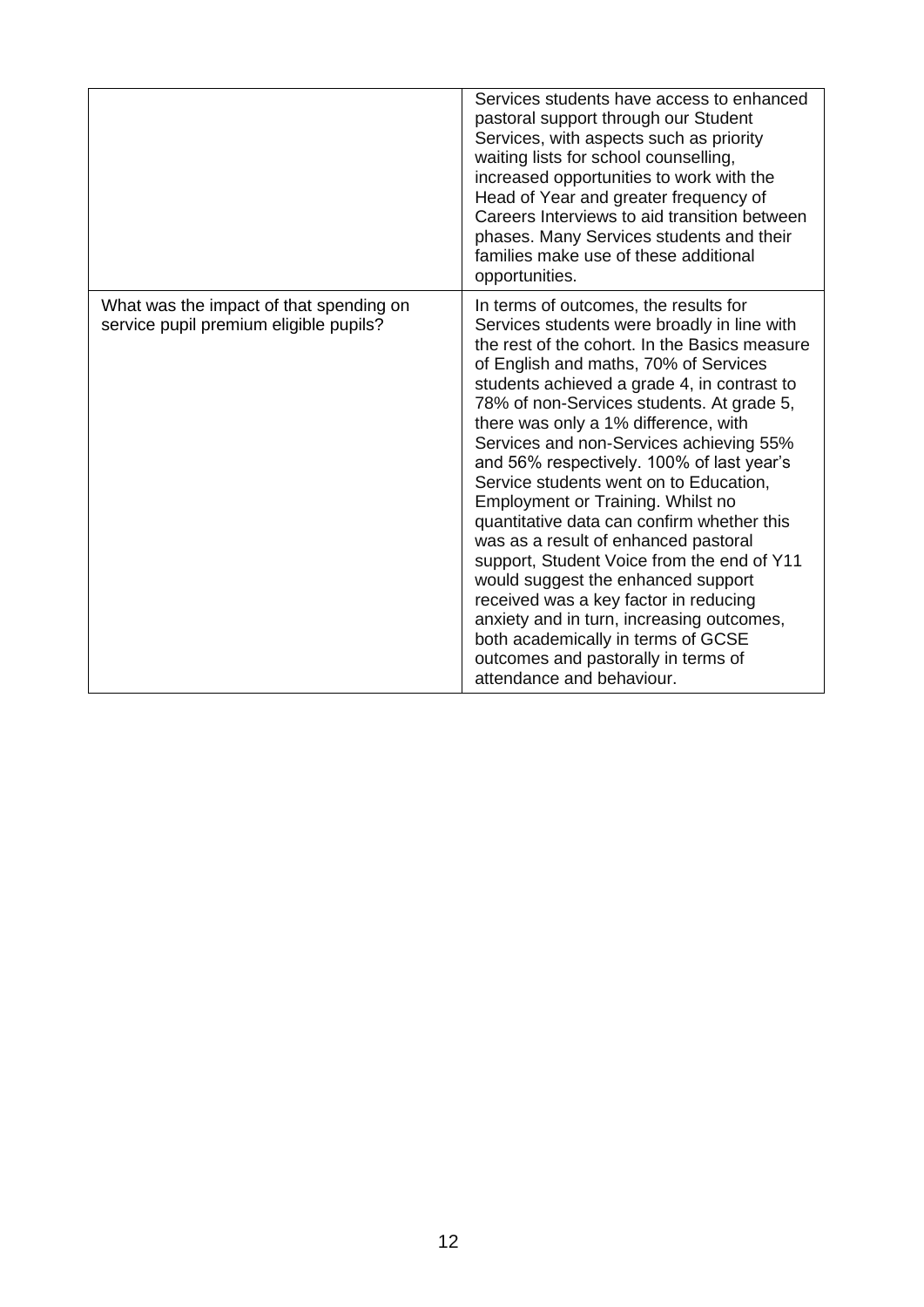| | |
|---|---|
| | Services students have access to enhanced pastoral support through our Student Services, with aspects such as priority waiting lists for school counselling, increased opportunities to work with the Head of Year and greater frequency of Careers Interviews to aid transition between phases. Many Services students and their families make use of these additional opportunities. |
| What was the impact of that spending on service pupil premium eligible pupils? | In terms of outcomes, the results for Services students were broadly in line with the rest of the cohort. In the Basics measure of English and maths, 70% of Services students achieved a grade 4, in contrast to 78% of non-Services students. At grade 5, there was only a 1% difference, with Services and non-Services achieving 55% and 56% respectively. 100% of last year's Service students went on to Education, Employment or Training. Whilst no quantitative data can confirm whether this was as a result of enhanced pastoral support, Student Voice from the end of Y11 would suggest the enhanced support received was a key factor in reducing anxiety and in turn, increasing outcomes, both academically in terms of GCSE outcomes and pastorally in terms of attendance and behaviour. |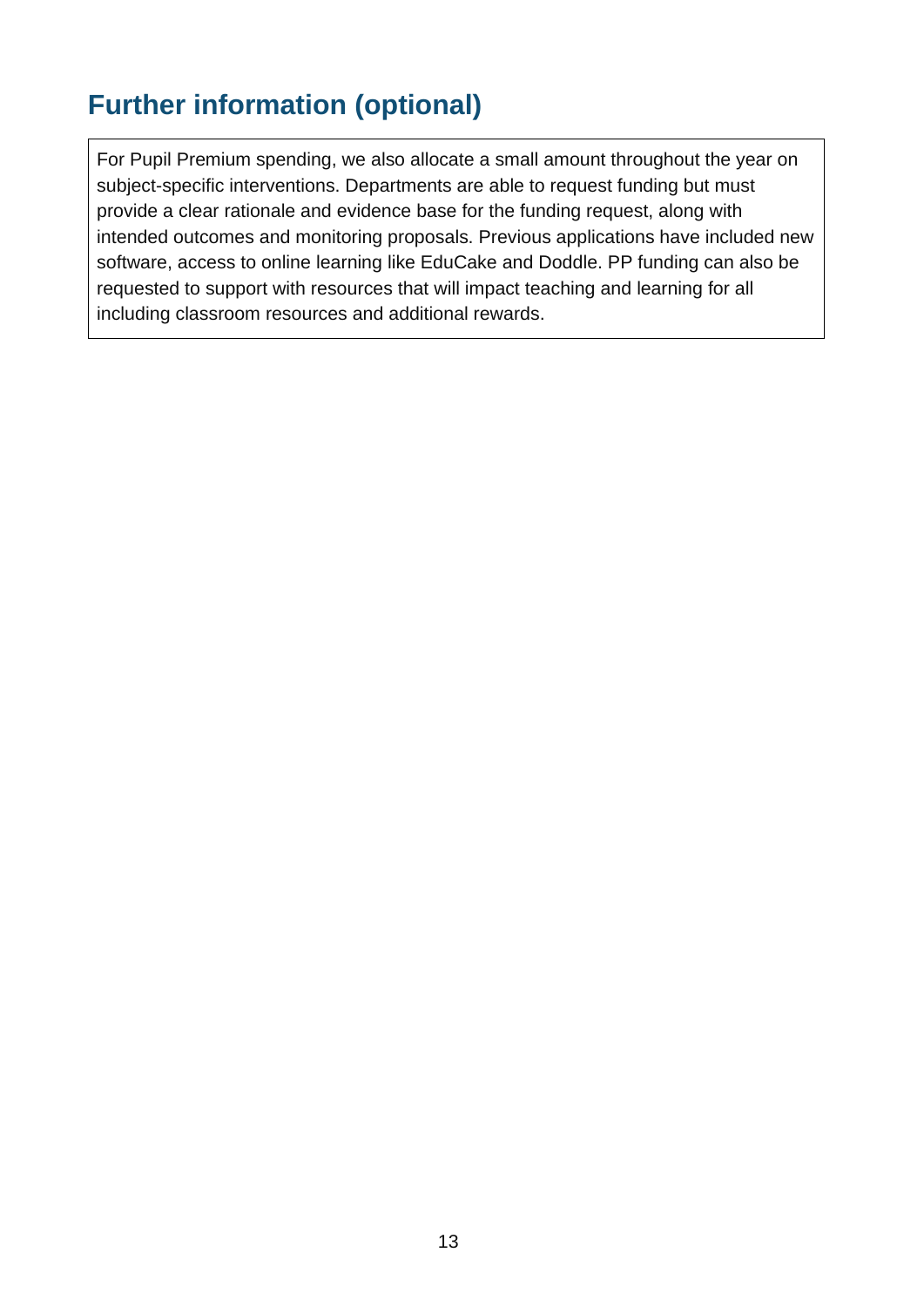## Further information (optional)

For Pupil Premium spending, we also allocate a small amount throughout the year on subject-specific interventions. Departments are able to request funding but must provide a clear rationale and evidence base for the funding request, along with intended outcomes and monitoring proposals. Previous applications have included new software, access to online learning like EduCake and Doddle. PP funding can also be requested to support with resources that will impact teaching and learning for all including classroom resources and additional rewards.